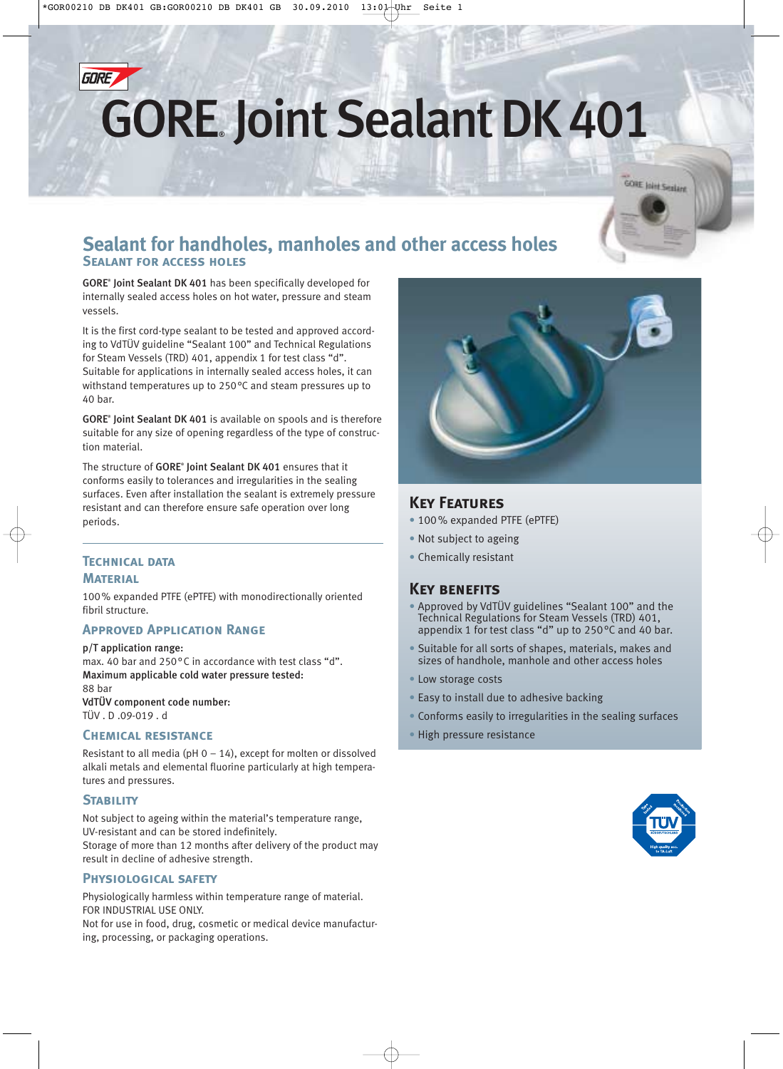# GORE® Joint Sealant DK 401

## Sealant for handholes, manholes and other access holes

### Sealant for access holes

**GORE® Joint Sealant DK 401** has been specifically developed for internally sealed access holes on hot water, pressure and steam vessels.

It is the first cord-type sealant to be tested and approved according to VdTÜV guideline "Sealant 100" and Technical Regulations for Steam Vessels (TRD) 401, appendix 1 for test class "d". Suitable for applications in internally sealed access holes, it can withstand temperatures up to 250 °C and steam pressures up to 40 bar.

**GORE® Joint Sealant DK 401** is available on spools and is therefore suitable for any size of opening regardless of the type of construction material.

The structure of **GORE® Joint Sealant DK 401** ensures that it conforms easily to tolerances and irregularities in the sealing surfaces. Even after installation the sealant is extremely pressure resistant and can therefore ensure safe operation over long periods.

### Technical data

#### Material

100 % expanded PTFE (ePTFE) with monodirectionally oriented fibril structure.

#### Approved Application Range

**p/T application range:**
max. 40 bar and 250 °C in accordance with test class "d".
**Maximum applicable cold water pressure tested:**
88 bar
**VdTÜV component code number:**
TÜV . D .09-019 . d

#### Chemical Resistance

Resistant to all media (pH 0 – 14), except for molten or dissolved alkali metals and elemental fluorine particularly at high temperatures and pressures.

#### Stability

Not subject to ageing within the material's temperature range, UV-resistant and can be stored indefinitely.
Storage of more than 12 months after delivery of the product may result in decline of adhesive strength.

#### Physiological Safety

Physiologically harmless within temperature range of material.
FOR INDUSTRIAL USE ONLY.
Not for use in food, drug, cosmetic or medical device manufacturing, processing, or packaging operations.

### Key Features

- 100 % expanded PTFE (ePTFE)
- Not subject to ageing
- Chemically resistant

### Key benefits

- Approved by VdTÜV guidelines "Sealant 100" and the Technical Regulations for Steam Vessels (TRD) 401, appendix 1 for test class "d" up to 250 °C and 40 bar.
- Suitable for all sorts of shapes, materials, makes and sizes of handhole, manhole and other access holes
- Low storage costs
- Easy to install due to adhesive backing
- Conforms easily to irregularities in the sealing surfaces
- High pressure resistance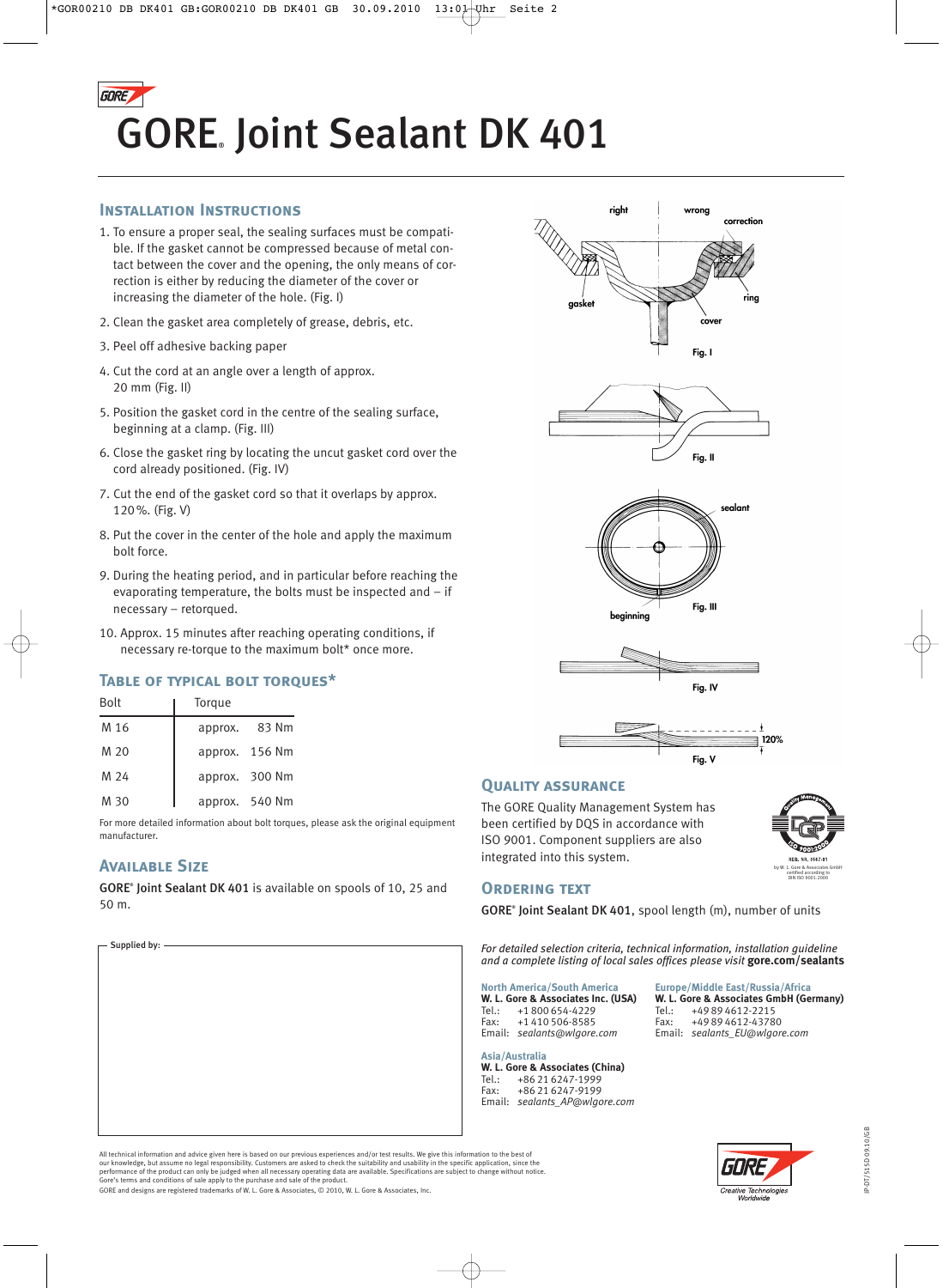# GORE® Joint Sealant DK 401

## Installation Instructions

1. To ensure a proper seal, the sealing surfaces must be compatible. If the gasket cannot be compressed because of metal contact between the cover and the opening, the only means of correction is either by reducing the diameter of the cover or increasing the diameter of the hole. (Fig. I)
2. Clean the gasket area completely of grease, debris, etc.
3. Peel off adhesive backing paper
4. Cut the cord at an angle over a length of approx. 20 mm (Fig. II)
5. Position the gasket cord in the centre of the sealing surface, beginning at a clamp. (Fig. III)
6. Close the gasket ring by locating the uncut gasket cord over the cord already positioned. (Fig. IV)
7. Cut the end of the gasket cord so that it overlaps by approx. 120%. (Fig. V)
8. Put the cover in the center of the hole and apply the maximum bolt force.
9. During the heating period, and in particular before reaching the evaporating temperature, the bolts must be inspected and – if necessary – retorqued.
10. Approx. 15 minutes after reaching operating conditions, if necessary re-torque to the maximum bolt* once more.

right | wrong
correction
gasket
ring
cover
Fig. I

Fig. II

sealant
beginning
Fig. III

Fig. IV

120%
Fig. V

## Table of Typical Bolt Torques*

| Bolt | Torque |
|---|---|
| M 16 | approx. 83 Nm |
| M 20 | approx. 156 Nm |
| M 24 | approx. 300 Nm |
| M 30 | approx. 540 Nm |

For more detailed information about bolt torques, please ask the original equipment manufacturer.

## Available Size

**GORE® Joint Sealant DK 401** is available on spools of 10, 25 and 50 m.

Supplied by:

## Quality Assurance

The GORE Quality Management System has been certified by DQS in accordance with ISO 9001. Component suppliers are also integrated into this system.

## Ordering Text

**GORE® Joint Sealant DK 401**, spool length (m), number of units

*For detailed selection criteria, technical information, installation guideline and a complete listing of local sales offices please visit* **gore.com/sealants**

**North America/South America**
**W. L. Gore & Associates Inc. (USA)**
Tel.: +1 800 654-4229
Fax: +1 410 506-8585
Email: *sealants@wlgore.com*

**Europe/Middle East/Russia/Africa**
**W. L. Gore & Associates GmbH (Germany)**
Tel.: +49 89 4612-2215
Fax: +49 89 4612-43780
Email: *sealants_EU@wlgore.com*

**Asia/Australia**
**W. L. Gore & Associates (China)**
Tel.: +86 21 6247-1999
Fax: +86 21 6247-9199
Email: *sealants_AP@wlgore.com*

All technical information and advice given here is based on our previous experiences and/or test results. We give this information to the best of our knowledge, but assume no legal responsibility. Customers are asked to check the suitability and usability in the specific application, since the performance of the product can only be judged when all necessary operating data are available. Specifications are subject to change without notice. Gore's terms and conditions of sale apply to the purchase and sale of the product.
GORE and designs are registered trademarks of W. L. Gore & Associates, © 2010, W. L. Gore & Associates, Inc.

Creative Technologies Worldwide